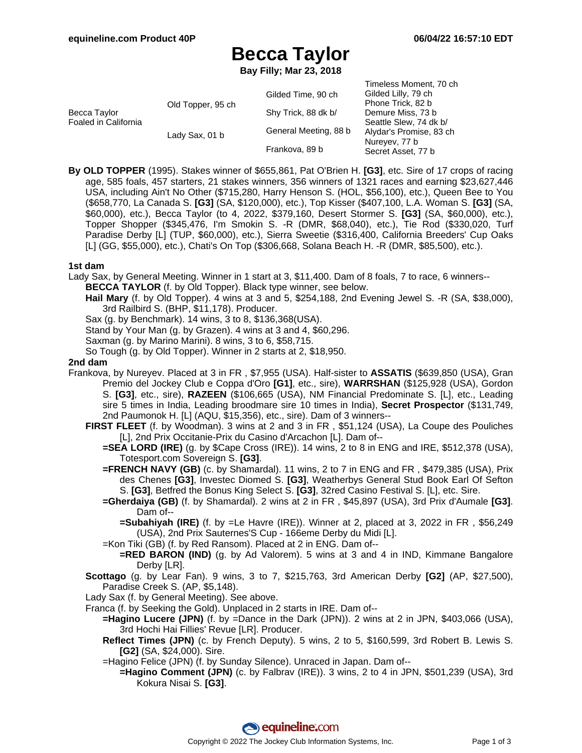# Becca Taylor

**Bay Filly; Mar 23, 2018**

| | | | |
|---|---|---|---|
| Becca Taylor Foaled in California | Old Topper, 95 ch | Gilded Time, 90 ch | Timeless Moment, 70 ch |
| | | | Gilded Lilly, 79 ch |
| | | Shy Trick, 88 dk b/ | Phone Trick, 82 b |
| | | | Demure Miss, 73 b |
| | Lady Sax, 01 b | General Meeting, 88 b | Seattle Slew, 74 dk b/ |
| | | | Alydar's Promise, 83 ch |
| | | Frankova, 89 b | Nureyev, 77 b |
| | | | Secret Asset, 77 b |

**By OLD TOPPER** (1995). Stakes winner of $655,861, Pat O'Brien H. **[G3]**, etc. Sire of 17 crops of racing age, 585 foals, 457 starters, 21 stakes winners, 356 winners of 1321 races and earning $23,627,446 USA, including Ain't No Other ($715,280, Harry Henson S. (HOL, $56,100), etc.), Queen Bee to You ($658,770, La Canada S. **[G3]** (SA, $120,000), etc.), Top Kisser ($407,100, L.A. Woman S. **[G3]** (SA, $60,000), etc.), Becca Taylor (to 4, 2022, $379,160, Desert Stormer S. **[G3]** (SA, $60,000), etc.), Topper Shopper ($345,476, I'm Smokin S. -R (DMR, $68,040), etc.), Tie Rod ($330,020, Turf Paradise Derby [L] (TUP, $60,000), etc.), Sierra Sweetie ($316,400, California Breeders' Cup Oaks [L] (GG, $55,000), etc.), Chati's On Top ($306,668, Solana Beach H. -R (DMR, $85,500), etc.).

### 1st dam

Lady Sax, by General Meeting. Winner in 1 start at 3, $11,400. Dam of 8 foals, 7 to race, 6 winners--

- **BECCA TAYLOR** (f. by Old Topper). Black type winner, see below.
- **Hail Mary** (f. by Old Topper). 4 wins at 3 and 5, $254,188, 2nd Evening Jewel S. -R (SA, $38,000), 3rd Railbird S. (BHP, $11,178). Producer.
- Sax (g. by Benchmark). 14 wins, 3 to 8, $136,368(USA).
- Stand by Your Man (g. by Grazen). 4 wins at 3 and 4, $60,296.
- Saxman (g. by Marino Marini). 8 wins, 3 to 6, $58,715.
- So Tough (g. by Old Topper). Winner in 2 starts at 2, $18,950.

### 2nd dam

Frankova, by Nureyev. Placed at 3 in FR , $7,955 (USA). Half-sister to **ASSATIS** ($639,850 (USA), Gran Premio del Jockey Club e Coppa d'Oro **[G1]**, etc., sire), **WARRSHAN** ($125,928 (USA), Gordon S. **[G3]**, etc., sire), **RAZEEN** ($106,665 (USA), NM Financial Predominate S. [L], etc., Leading sire 5 times in India, Leading broodmare sire 10 times in India), **Secret Prospector** ($131,749, 2nd Paumonok H. [L] (AQU, $15,356), etc., sire). Dam of 3 winners--

- **FIRST FLEET** (f. by Woodman). 3 wins at 2 and 3 in FR , $51,124 (USA), La Coupe des Pouliches [L], 2nd Prix Occitanie-Prix du Casino d'Arcachon [L]. Dam of--
  - **=SEA LORD (IRE)** (g. by $Cape Cross (IRE)). 14 wins, 2 to 8 in ENG and IRE, $512,378 (USA), Totesport.com Sovereign S. **[G3]**.
  - **=FRENCH NAVY (GB)** (c. by Shamardal). 11 wins, 2 to 7 in ENG and FR , $479,385 (USA), Prix des Chenes **[G3]**, Investec Diomed S. **[G3]**, Weatherbys General Stud Book Earl Of Sefton S. **[G3]**, Betfred the Bonus King Select S. **[G3]**, 32red Casino Festival S. [L], etc. Sire.
  - **=Gherdaiya (GB)** (f. by Shamardal). 2 wins at 2 in FR , $45,897 (USA), 3rd Prix d'Aumale **[G3]**. Dam of--
    - **=Subahiyah (IRE)** (f. by =Le Havre (IRE)). Winner at 2, placed at 3, 2022 in FR , $56,249 (USA), 2nd Prix Sauternes'S Cup - 166eme Derby du Midi [L].
  - =Kon Tiki (GB) (f. by Red Ransom). Placed at 2 in ENG. Dam of--
    - **=RED BARON (IND)** (g. by Ad Valorem). 5 wins at 3 and 4 in IND, Kimmane Bangalore Derby [LR].
- **Scottago** (g. by Lear Fan). 9 wins, 3 to 7, $215,763, 3rd American Derby **[G2]** (AP, $27,500), Paradise Creek S. (AP, $5,148).
- Lady Sax (f. by General Meeting). See above.
- Franca (f. by Seeking the Gold). Unplaced in 2 starts in IRE. Dam of--
  - **=Hagino Lucere (JPN)** (f. by =Dance in the Dark (JPN)). 2 wins at 2 in JPN, $403,066 (USA), 3rd Hochi Hai Fillies' Revue [LR]. Producer.
  - **Reflect Times (JPN)** (c. by French Deputy). 5 wins, 2 to 5, $160,599, 3rd Robert B. Lewis S. **[G2]** (SA, $24,000). Sire.
  - =Hagino Felice (JPN) (f. by Sunday Silence). Unraced in Japan. Dam of--
    - **=Hagino Comment (JPN)** (c. by Falbrav (IRE)). 3 wins, 2 to 4 in JPN, $501,239 (USA), 3rd Kokura Nisai S. **[G3]**.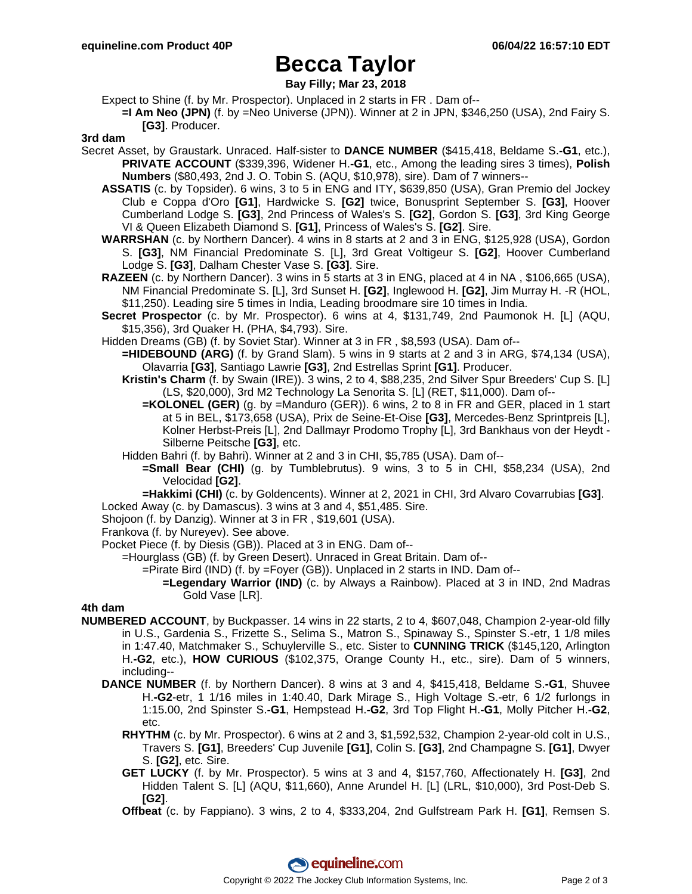# Becca Taylor

**Bay Filly; Mar 23, 2018**

Expect to Shine (f. by Mr. Prospector). Unplaced in 2 starts in FR . Dam of--

**=I Am Neo (JPN)** (f. by =Neo Universe (JPN)). Winner at 2 in JPN, $346,250 (USA), 2nd Fairy S. **[G3]**. Producer.

### 3rd dam

Secret Asset, by Graustark. Unraced. Half-sister to **DANCE NUMBER** ($415,418, Beldame S.**-G1**, etc.), **PRIVATE ACCOUNT** ($339,396, Widener H.**-G1**, etc., Among the leading sires 3 times), **Polish Numbers** ($80,493, 2nd J. O. Tobin S. (AQU, $10,978), sire). Dam of 7 winners--

**ASSATIS** (c. by Topsider). 6 wins, 3 to 5 in ENG and ITY, $639,850 (USA), Gran Premio del Jockey Club e Coppa d'Oro **[G1]**, Hardwicke S. **[G2]** twice, Bonusprint September S. **[G3]**, Hoover Cumberland Lodge S. **[G3]**, 2nd Princess of Wales's S. **[G2]**, Gordon S. **[G3]**, 3rd King George VI & Queen Elizabeth Diamond S. **[G1]**, Princess of Wales's S. **[G2]**. Sire.

**WARRSHAN** (c. by Northern Dancer). 4 wins in 8 starts at 2 and 3 in ENG, $125,928 (USA), Gordon S. **[G3]**, NM Financial Predominate S. [L], 3rd Great Voltigeur S. **[G2]**, Hoover Cumberland Lodge S. **[G3]**, Dalham Chester Vase S. **[G3]**. Sire.

**RAZEEN** (c. by Northern Dancer). 3 wins in 5 starts at 3 in ENG, placed at 4 in NA , $106,665 (USA), NM Financial Predominate S. [L], 3rd Sunset H. **[G2]**, Inglewood H. **[G2]**, Jim Murray H. -R (HOL, $11,250). Leading sire 5 times in India, Leading broodmare sire 10 times in India.

**Secret Prospector** (c. by Mr. Prospector). 6 wins at 4, $131,749, 2nd Paumonok H. [L] (AQU, $15,356), 3rd Quaker H. (PHA, $4,793). Sire.

Hidden Dreams (GB) (f. by Soviet Star). Winner at 3 in FR , $8,593 (USA). Dam of--

**=HIDEBOUND (ARG)** (f. by Grand Slam). 5 wins in 9 starts at 2 and 3 in ARG, $74,134 (USA), Olavarria **[G3]**, Santiago Lawrie **[G3]**, 2nd Estrellas Sprint **[G1]**. Producer.

**Kristin's Charm** (f. by Swain (IRE)). 3 wins, 2 to 4, $88,235, 2nd Silver Spur Breeders' Cup S. [L] (LS, $20,000), 3rd M2 Technology La Senorita S. [L] (RET, $11,000). Dam of--

**=KOLONEL (GER)** (g. by =Manduro (GER)). 6 wins, 2 to 8 in FR and GER, placed in 1 start at 5 in BEL, $173,658 (USA), Prix de Seine-Et-Oise **[G3]**, Mercedes-Benz Sprintpreis [L], Kolner Herbst-Preis [L], 2nd Dallmayr Prodomo Trophy [L], 3rd Bankhaus von der Heydt - Silberne Peitsche **[G3]**, etc.

Hidden Bahri (f. by Bahri). Winner at 2 and 3 in CHI, $5,785 (USA). Dam of--

**=Small Bear (CHI)** (g. by Tumblebrutus). 9 wins, 3 to 5 in CHI, $58,234 (USA), 2nd Velocidad **[G2]**.

**=Hakkimi (CHI)** (c. by Goldencents). Winner at 2, 2021 in CHI, 3rd Alvaro Covarrubias **[G3]**.

Locked Away (c. by Damascus). 3 wins at 3 and 4, $51,485. Sire.

Shojoon (f. by Danzig). Winner at 3 in FR , $19,601 (USA).

Frankova (f. by Nureyev). See above.

Pocket Piece (f. by Diesis (GB)). Placed at 3 in ENG. Dam of--

=Hourglass (GB) (f. by Green Desert). Unraced in Great Britain. Dam of--

=Pirate Bird (IND) (f. by =Foyer (GB)). Unplaced in 2 starts in IND. Dam of--

**=Legendary Warrior (IND)** (c. by Always a Rainbow). Placed at 3 in IND, 2nd Madras Gold Vase [LR].

### 4th dam

**NUMBERED ACCOUNT**, by Buckpasser. 14 wins in 22 starts, 2 to 4, $607,048, Champion 2-year-old filly in U.S., Gardenia S., Frizette S., Selima S., Matron S., Spinaway S., Spinster S.-etr, 1 1/8 miles in 1:47.40, Matchmaker S., Schuylerville S., etc. Sister to **CUNNING TRICK** ($145,120, Arlington H.**-G2**, etc.), **HOW CURIOUS** ($102,375, Orange County H., etc., sire). Dam of 5 winners, including--

**DANCE NUMBER** (f. by Northern Dancer). 8 wins at 3 and 4, $415,418, Beldame S.**-G1**, Shuvee H.**-G2**-etr, 1 1/16 miles in 1:40.40, Dark Mirage S., High Voltage S.-etr, 6 1/2 furlongs in 1:15.00, 2nd Spinster S.**-G1**, Hempstead H.**-G2**, 3rd Top Flight H.**-G1**, Molly Pitcher H.**-G2**, etc.

**RHYTHM** (c. by Mr. Prospector). 6 wins at 2 and 3, $1,592,532, Champion 2-year-old colt in U.S., Travers S. **[G1]**, Breeders' Cup Juvenile **[G1]**, Colin S. **[G3]**, 2nd Champagne S. **[G1]**, Dwyer S. **[G2]**, etc. Sire.

**GET LUCKY** (f. by Mr. Prospector). 5 wins at 3 and 4, $157,760, Affectionately H. **[G3]**, 2nd Hidden Talent S. [L] (AQU, $11,660), Anne Arundel H. [L] (LRL, $10,000), 3rd Post-Deb S. **[G2]**.

**Offbeat** (c. by Fappiano). 3 wins, 2 to 4, $333,204, 2nd Gulfstream Park H. **[G1]**, Remsen S.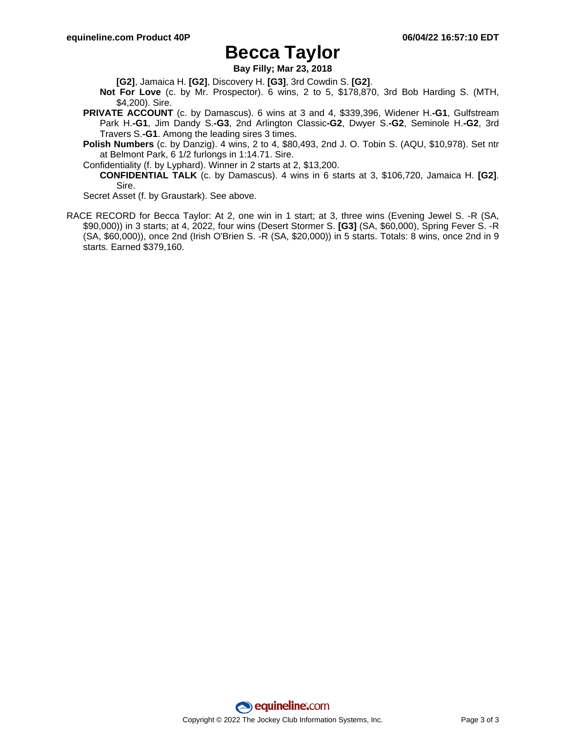# Becca Taylor

**Bay Filly; Mar 23, 2018**

**[G2]**, Jamaica H. **[G2]**, Discovery H. **[G3]**, 3rd Cowdin S. **[G2]**.

**Not For Love** (c. by Mr. Prospector). 6 wins, 2 to 5, $178,870, 3rd Bob Harding S. (MTH, $4,200). Sire.

**PRIVATE ACCOUNT** (c. by Damascus). 6 wins at 3 and 4, $339,396, Widener H.**-G1**, Gulfstream Park H.**-G1**, Jim Dandy S.**-G3**, 2nd Arlington Classic**-G2**, Dwyer S.**-G2**, Seminole H.**-G2**, 3rd Travers S.**-G1**. Among the leading sires 3 times.

**Polish Numbers** (c. by Danzig). 4 wins, 2 to 4, $80,493, 2nd J. O. Tobin S. (AQU, $10,978). Set ntr at Belmont Park, 6 1/2 furlongs in 1:14.71. Sire.

Confidentiality (f. by Lyphard). Winner in 2 starts at 2, $13,200.

**CONFIDENTIAL TALK** (c. by Damascus). 4 wins in 6 starts at 3, $106,720, Jamaica H. **[G2]**. Sire.

Secret Asset (f. by Graustark). See above.

RACE RECORD for Becca Taylor: At 2, one win in 1 start; at 3, three wins (Evening Jewel S. -R (SA, $90,000)) in 3 starts; at 4, 2022, four wins (Desert Stormer S. **[G3]** (SA, $60,000), Spring Fever S. -R (SA, $60,000)), once 2nd (Irish O'Brien S. -R (SA, $20,000)) in 5 starts. Totals: 8 wins, once 2nd in 9 starts. Earned $379,160.